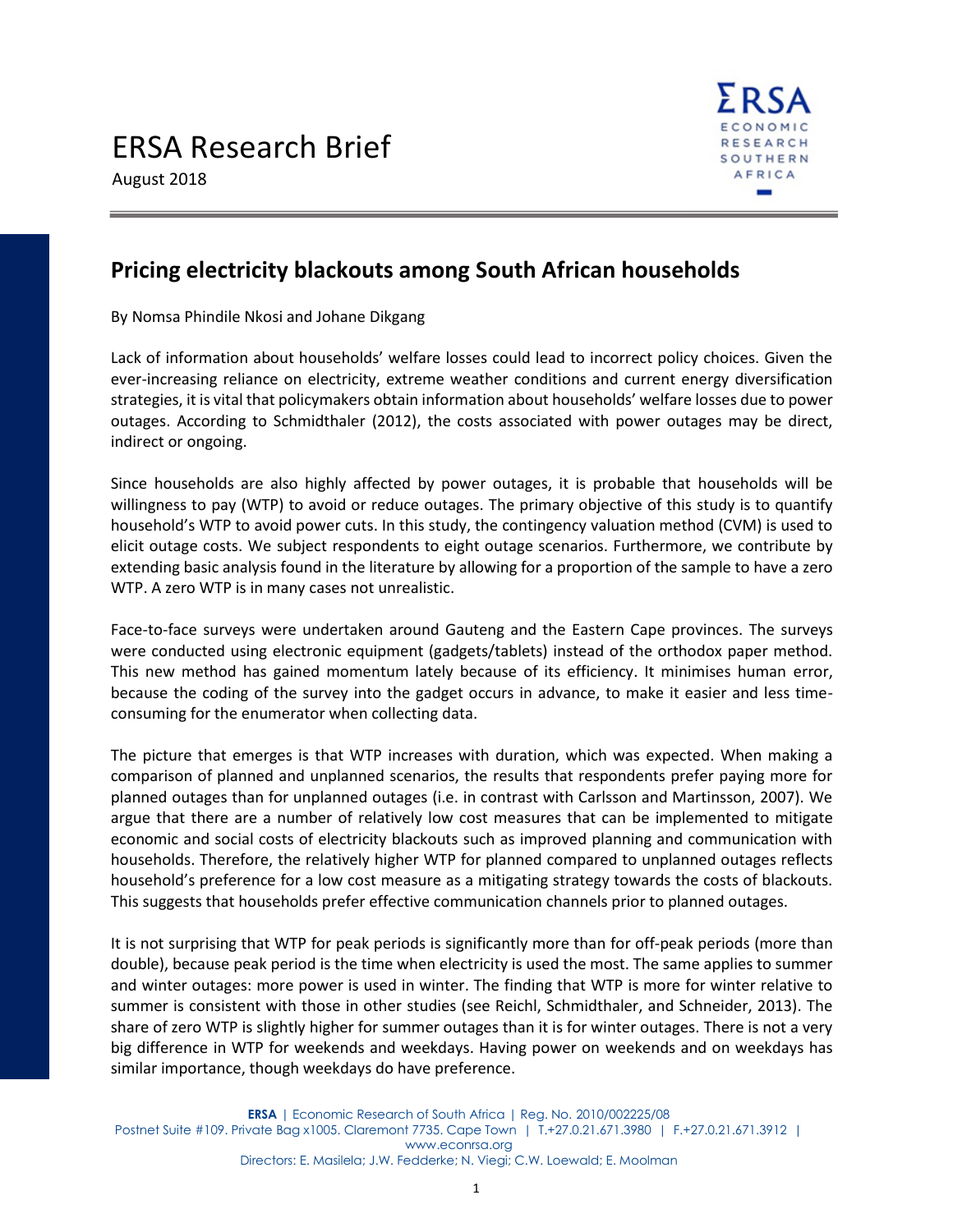# ERSA Research Brief

August 2018

## Pricing electricity blackouts among South African households

By Nomsa Phindile Nkosi and Johane Dikgang

Lack of information about households' welfare losses could lead to incorrect policy choices. Given the ever-increasing reliance on electricity, extreme weather conditions and current energy diversification strategies, it is vital that policymakers obtain information about households' welfare losses due to power outages. According to Schmidthaler (2012), the costs associated with power outages may be direct, indirect or ongoing.

Since households are also highly affected by power outages, it is probable that households will be willingness to pay (WTP) to avoid or reduce outages. The primary objective of this study is to quantify household's WTP to avoid power cuts. In this study, the contingency valuation method (CVM) is used to elicit outage costs. We subject respondents to eight outage scenarios. Furthermore, we contribute by extending basic analysis found in the literature by allowing for a proportion of the sample to have a zero WTP. A zero WTP is in many cases not unrealistic.

Face-to-face surveys were undertaken around Gauteng and the Eastern Cape provinces. The surveys were conducted using electronic equipment (gadgets/tablets) instead of the orthodox paper method. This new method has gained momentum lately because of its efficiency. It minimises human error, because the coding of the survey into the gadget occurs in advance, to make it easier and less time-consuming for the enumerator when collecting data.

The picture that emerges is that WTP increases with duration, which was expected. When making a comparison of planned and unplanned scenarios, the results that respondents prefer paying more for planned outages than for unplanned outages (i.e. in contrast with Carlsson and Martinsson, 2007). We argue that there are a number of relatively low cost measures that can be implemented to mitigate economic and social costs of electricity blackouts such as improved planning and communication with households. Therefore, the relatively higher WTP for planned compared to unplanned outages reflects household's preference for a low cost measure as a mitigating strategy towards the costs of blackouts. This suggests that households prefer effective communication channels prior to planned outages.

It is not surprising that WTP for peak periods is significantly more than for off-peak periods (more than double), because peak period is the time when electricity is used the most. The same applies to summer and winter outages: more power is used in winter. The finding that WTP is more for winter relative to summer is consistent with those in other studies (see Reichl, Schmidthaler, and Schneider, 2013). The share of zero WTP is slightly higher for summer outages than it is for winter outages. There is not a very big difference in WTP for weekends and weekdays. Having power on weekends and on weekdays has similar importance, though weekdays do have preference.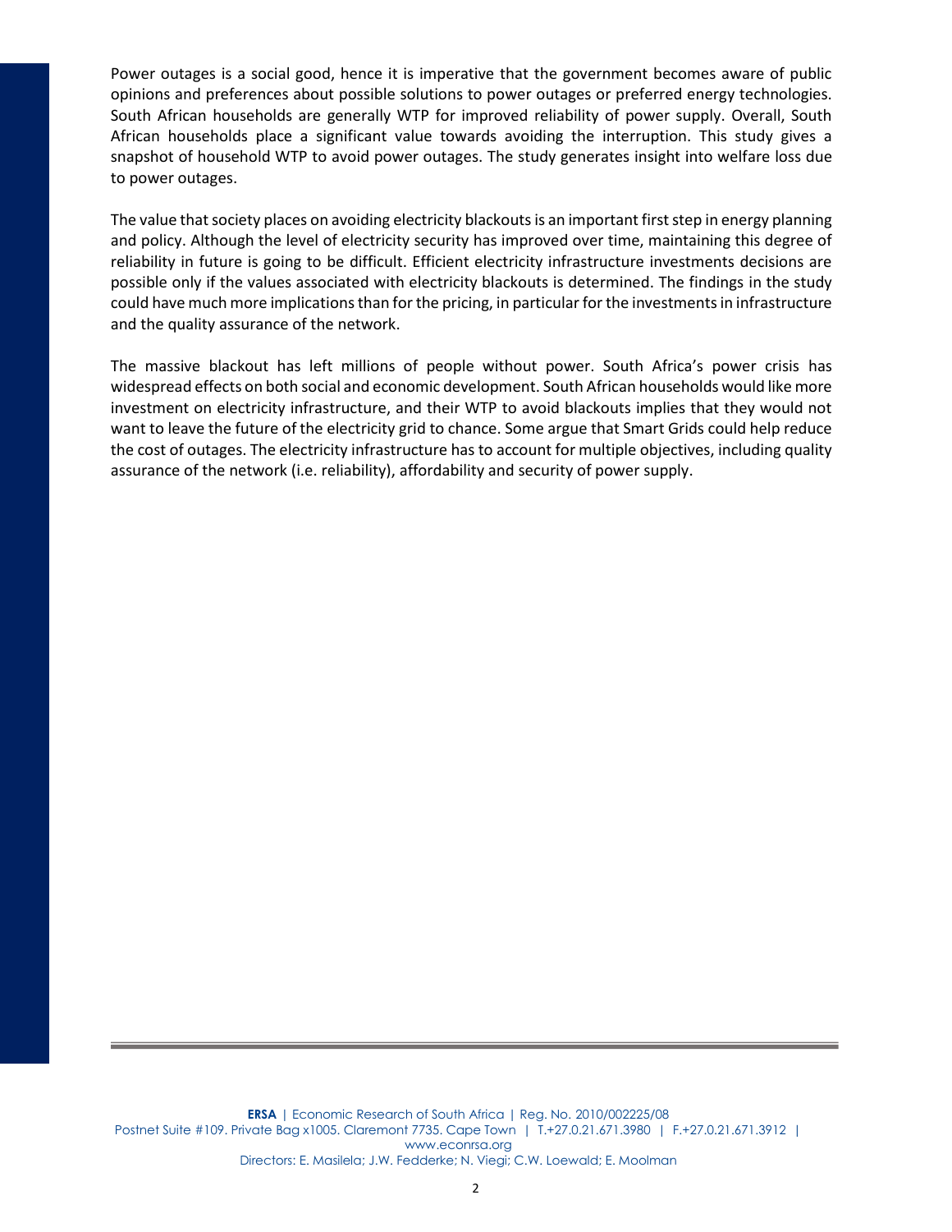Power outages is a social good, hence it is imperative that the government becomes aware of public opinions and preferences about possible solutions to power outages or preferred energy technologies. South African households are generally WTP for improved reliability of power supply. Overall, South African households place a significant value towards avoiding the interruption. This study gives a snapshot of household WTP to avoid power outages. The study generates insight into welfare loss due to power outages.

The value that society places on avoiding electricity blackouts is an important first step in energy planning and policy. Although the level of electricity security has improved over time, maintaining this degree of reliability in future is going to be difficult. Efficient electricity infrastructure investments decisions are possible only if the values associated with electricity blackouts is determined. The findings in the study could have much more implications than for the pricing, in particular for the investments in infrastructure and the quality assurance of the network.

The massive blackout has left millions of people without power. South Africa's power crisis has widespread effects on both social and economic development. South African households would like more investment on electricity infrastructure, and their WTP to avoid blackouts implies that they would not want to leave the future of the electricity grid to chance. Some argue that Smart Grids could help reduce the cost of outages. The electricity infrastructure has to account for multiple objectives, including quality assurance of the network (i.e. reliability), affordability and security of power supply.